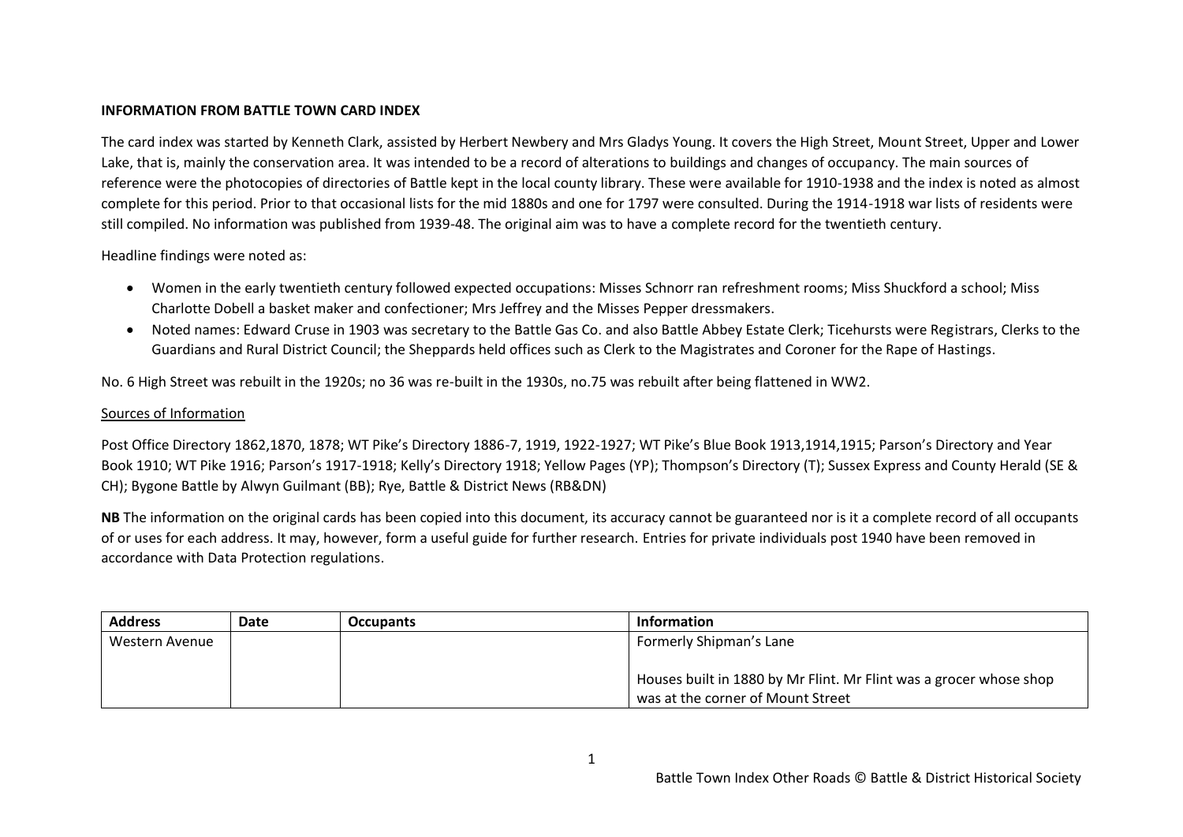**INFORMATION FROM BATTLE TOWN CARD INDEX**

The card index was started by Kenneth Clark, assisted by Herbert Newbery and Mrs Gladys Young. It covers the High Street, Mount Street, Upper and Lower Lake, that is, mainly the conservation area. It was intended to be a record of alterations to buildings and changes of occupancy. The main sources of reference were the photocopies of directories of Battle kept in the local county library. These were available for 1910-1938 and the index is noted as almost complete for this period. Prior to that occasional lists for the mid 1880s and one for 1797 were consulted. During the 1914-1918 war lists of residents were still compiled. No information was published from 1939-48. The original aim was to have a complete record for the twentieth century.

Headline findings were noted as:

- Women in the early twentieth century followed expected occupations: Misses Schnorr ran refreshment rooms; Miss Shuckford a school; Miss Charlotte Dobell a basket maker and confectioner; Mrs Jeffrey and the Misses Pepper dressmakers.
- Noted names: Edward Cruse in 1903 was secretary to the Battle Gas Co. and also Battle Abbey Estate Clerk; Ticehursts were Registrars, Clerks to the Guardians and Rural District Council; the Sheppards held offices such as Clerk to the Magistrates and Coroner for the Rape of Hastings.

No. 6 High Street was rebuilt in the 1920s; no 36 was re-built in the 1930s, no.75 was rebuilt after being flattened in WW2.

<u>Sources of Information</u>

Post Office Directory 1862,1870, 1878; WT Pike's Directory 1886-7, 1919, 1922-1927; WT Pike's Blue Book 1913,1914,1915; Parson's Directory and Year Book 1910; WT Pike 1916; Parson's 1917-1918; Kelly's Directory 1918; Yellow Pages (YP); Thompson's Directory (T); Sussex Express and County Herald (SE & CH); Bygone Battle by Alwyn Guilmant (BB); Rye, Battle & District News (RB&DN)

**NB** The information on the original cards has been copied into this document, its accuracy cannot be guaranteed nor is it a complete record of all occupants of or uses for each address. It may, however, form a useful guide for further research. Entries for private individuals post 1940 have been removed in accordance with Data Protection regulations.

| Address | Date | Occupants | Information |
|---|---|---|---|
| Western Avenue | | | Formerly Shipman's Lane<br><br>Houses built in 1880 by Mr Flint. Mr Flint was a grocer whose shop was at the corner of Mount Street |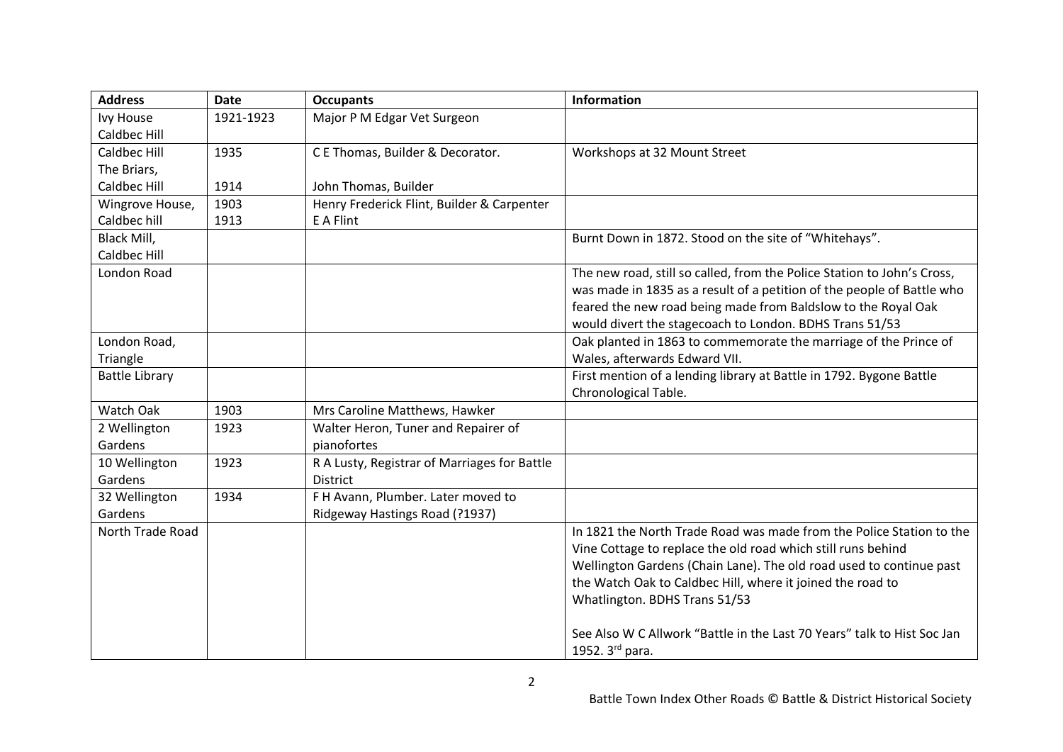| Address | Date | Occupants | Information |
|---|---|---|---|
| Ivy House Caldbec Hill | 1921-1923 | Major P M Edgar Vet Surgeon | |
| Caldbec Hill | 1935 | C E Thomas, Builder & Decorator. | Workshops at 32 Mount Street |
| The Briars, Caldbec Hill | 1914 | John Thomas, Builder | |
| Wingrove House, Caldbec hill | 1903<br>1913 | Henry Frederick Flint, Builder & Carpenter<br>E A Flint | |
| Black Mill, Caldbec Hill | | | Burnt Down in 1872. Stood on the site of "Whitehays". |
| London Road | | | The new road, still so called, from the Police Station to John's Cross, was made in 1835 as a result of a petition of the people of Battle who feared the new road being made from Baldslow to the Royal Oak would divert the stagecoach to London. BDHS Trans 51/53 |
| London Road, Triangle | | | Oak planted in 1863 to commemorate the marriage of the Prince of Wales, afterwards Edward VII. |
| Battle Library | | | First mention of a lending library at Battle in 1792. Bygone Battle Chronological Table. |
| Watch Oak | 1903 | Mrs Caroline Matthews, Hawker | |
| 2 Wellington Gardens | 1923 | Walter Heron, Tuner and Repairer of pianofortes | |
| 10 Wellington Gardens | 1923 | R A Lusty, Registrar of Marriages for Battle District | |
| 32 Wellington Gardens | 1934 | F H Avann, Plumber. Later moved to Ridgeway Hastings Road (?1937) | |
| North Trade Road | | | In 1821 the North Trade Road was made from the Police Station to the Vine Cottage to replace the old road which still runs behind Wellington Gardens (Chain Lane). The old road used to continue past the Watch Oak to Caldbec Hill, where it joined the road to Whatlington. BDHS Trans 51/53<br><br>See Also W C Allwork "Battle in the Last 70 Years" talk to Hist Soc Jan 1952. 3rd para. |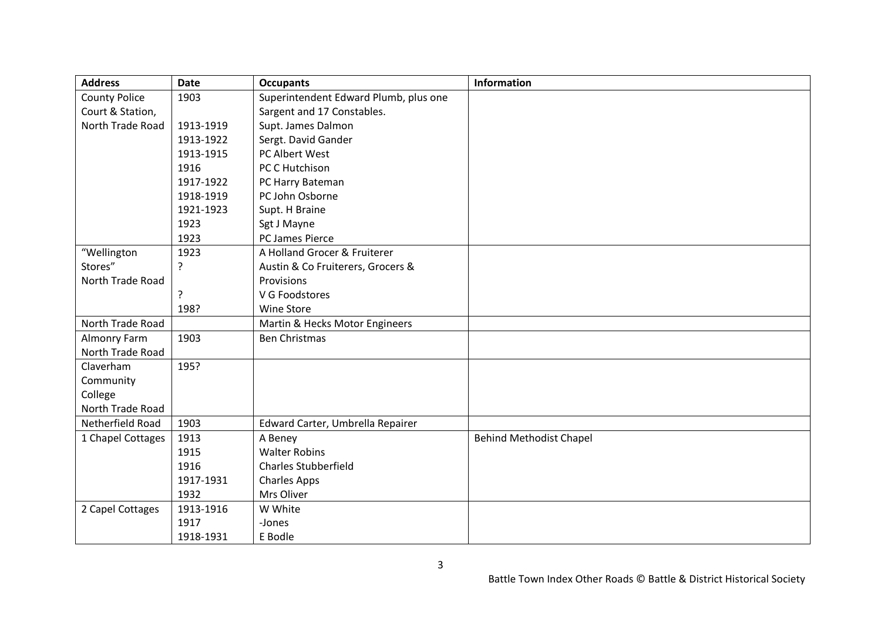| Address | Date | Occupants | Information |
|---|---|---|---|
| County Police Court & Station, North Trade Road | 1903 | Superintendent Edward Plumb, plus one Sargent and 17 Constables. | |
| | 1913-1919 | Supt. James Dalmon | |
| | 1913-1922 | Sergt. David Gander | |
| | 1913-1915 | PC Albert West | |
| | 1916 | PC C Hutchison | |
| | 1917-1922 | PC Harry Bateman | |
| | 1918-1919 | PC John Osborne | |
| | 1921-1923 | Supt. H Braine | |
| | 1923 | Sgt J Mayne | |
| | 1923 | PC James Pierce | |
| "Wellington Stores" North Trade Road | 1923 | A Holland Grocer & Fruiterer | |
| | ? | Austin & Co Fruiterers, Grocers & Provisions | |
| | ? | V G Foodstores | |
| | 198? | Wine Store | |
| North Trade Road | | Martin & Hecks Motor Engineers | |
| Almonry Farm North Trade Road | 1903 | Ben Christmas | |
| Claverham Community College North Trade Road | 195? | | |
| Netherfield Road | 1903 | Edward Carter, Umbrella Repairer | |
| 1 Chapel Cottages | 1913 | A Beney | Behind Methodist Chapel |
| | 1915 | Walter Robins | |
| | 1916 | Charles Stubberfield | |
| | 1917-1931 | Charles Apps | |
| | 1932 | Mrs Oliver | |
| 2 Capel Cottages | 1913-1916 | W White | |
| | 1917 | -Jones | |
| | 1918-1931 | E Bodle | |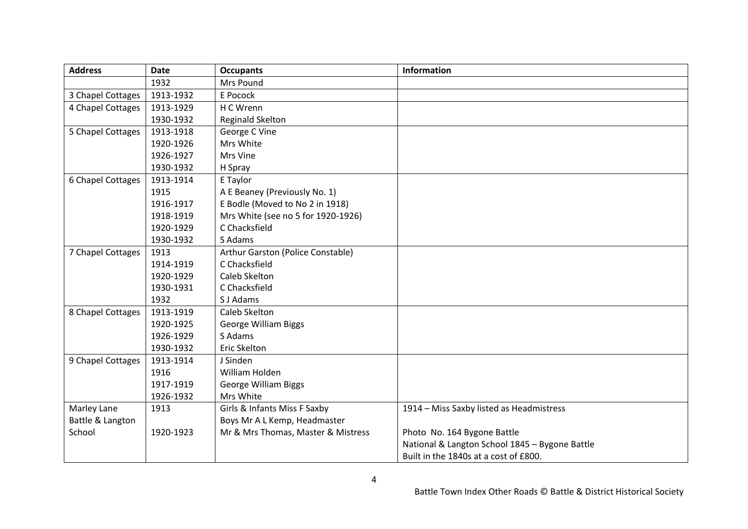| Address | Date | Occupants | Information |
|---|---|---|---|
| | 1932 | Mrs Pound | |
| 3 Chapel Cottages | 1913-1932 | E Pocock | |
| 4 Chapel Cottages | 1913-1929 | H C Wrenn | |
| | 1930-1932 | Reginald Skelton | |
| 5 Chapel Cottages | 1913-1918 | George C Vine | |
| | 1920-1926 | Mrs White | |
| | 1926-1927 | Mrs Vine | |
| | 1930-1932 | H Spray | |
| 6 Chapel Cottages | 1913-1914 | E Taylor | |
| | 1915 | A E Beaney (Previously No. 1) | |
| | 1916-1917 | E Bodle (Moved to No 2 in 1918) | |
| | 1918-1919 | Mrs White (see no 5 for 1920-1926) | |
| | 1920-1929 | C Chacksfield | |
| | 1930-1932 | S Adams | |
| 7 Chapel Cottages | 1913 | Arthur Garston (Police Constable) | |
| | 1914-1919 | C Chacksfield | |
| | 1920-1929 | Caleb Skelton | |
| | 1930-1931 | C Chacksfield | |
| | 1932 | S J Adams | |
| 8 Chapel Cottages | 1913-1919 | Caleb Skelton | |
| | 1920-1925 | George William Biggs | |
| | 1926-1929 | S Adams | |
| | 1930-1932 | Eric Skelton | |
| 9 Chapel Cottages | 1913-1914 | J Sinden | |
| | 1916 | William Holden | |
| | 1917-1919 | George William Biggs | |
| | 1926-1932 | Mrs White | |
| Marley Lane Battle & Langton School | 1913 | Girls & Infants Miss F Saxby<br>Boys Mr A L Kemp, Headmaster | 1914 – Miss Saxby listed as Headmistress |
| | 1920-1923 | Mr & Mrs Thomas, Master & Mistress | Photo No. 164 Bygone Battle<br>National & Langton School 1845 – Bygone Battle<br>Built in the 1840s at a cost of £800. |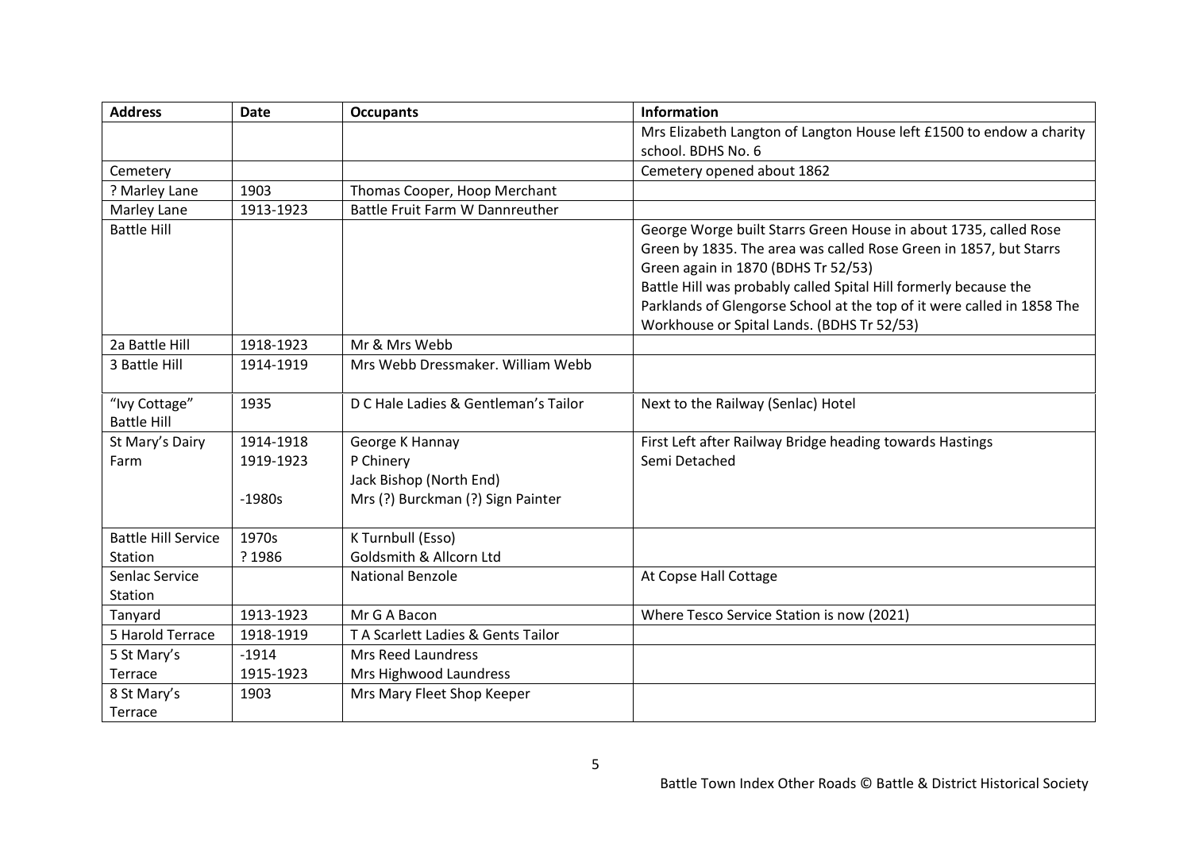| Address | Date | Occupants | Information |
|---|---|---|---|
| | | | Mrs Elizabeth Langton of Langton House left £1500 to endow a charity school. BDHS No. 6 |
| Cemetery | | | Cemetery opened about 1862 |
| ? Marley Lane | 1903 | Thomas Cooper, Hoop Merchant | |
| Marley Lane | 1913-1923 | Battle Fruit Farm W Dannreuther | |
| Battle Hill | | | George Worge built Starrs Green House in about 1735, called Rose Green by 1835. The area was called Rose Green in 1857, but Starrs Green again in 1870 (BDHS Tr 52/53)<br>Battle Hill was probably called Spital Hill formerly because the Parklands of Glengorse School at the top of it were called in 1858 The Workhouse or Spital Lands. (BDHS Tr 52/53) |
| 2a Battle Hill | 1918-1923 | Mr & Mrs Webb | |
| 3 Battle Hill | 1914-1919 | Mrs Webb Dressmaker. William Webb | |
| "Ivy Cottage" Battle Hill | 1935 | D C Hale Ladies & Gentleman's Tailor | Next to the Railway (Senlac) Hotel |
| St Mary's Dairy Farm | 1914-1918<br>1919-1923<br><br>-1980s | George K Hannay<br>P Chinery<br>Jack Bishop (North End)<br>Mrs (?) Burckman (?) Sign Painter | First Left after Railway Bridge heading towards Hastings<br>Semi Detached |
| Battle Hill Service Station | 1970s<br>? 1986 | K Turnbull (Esso)<br>Goldsmith & Allcorn Ltd | |
| Senlac Service Station | | National Benzole | At Copse Hall Cottage |
| Tanyard | 1913-1923 | Mr G A Bacon | Where Tesco Service Station is now (2021) |
| 5 Harold Terrace | 1918-1919 | T A Scarlett Ladies & Gents Tailor | |
| 5 St Mary's Terrace | -1914<br>1915-1923 | Mrs Reed Laundress<br>Mrs Highwood Laundress | |
| 8 St Mary's Terrace | 1903 | Mrs Mary Fleet Shop Keeper | |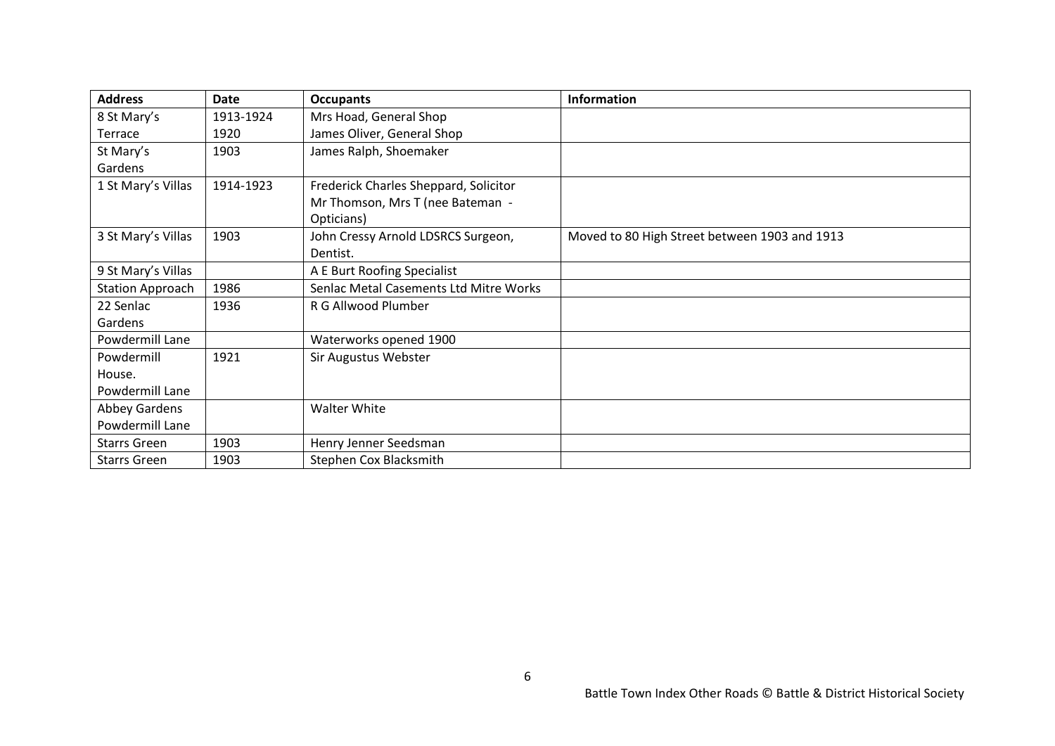| Address | Date | Occupants | Information |
|---|---|---|---|
| 8 St Mary's Terrace | 1913-1924<br>1920 | Mrs Hoad, General Shop<br>James Oliver, General Shop | |
| St Mary's Gardens | 1903 | James Ralph, Shoemaker | |
| 1 St Mary's Villas | 1914-1923 | Frederick Charles Sheppard, Solicitor<br>Mr Thomson, Mrs T (nee Bateman - Opticians) | |
| 3 St Mary's Villas | 1903 | John Cressy Arnold LDSRCS Surgeon, Dentist. | Moved to 80 High Street between 1903 and 1913 |
| 9 St Mary's Villas | | A E Burt Roofing Specialist | |
| Station Approach | 1986 | Senlac Metal Casements Ltd Mitre Works | |
| 22 Senlac Gardens | 1936 | R G Allwood Plumber | |
| Powdermill Lane | | Waterworks opened 1900 | |
| Powdermill House. Powdermill Lane | 1921 | Sir Augustus Webster | |
| Abbey Gardens Powdermill Lane | | Walter White | |
| Starrs Green | 1903 | Henry Jenner Seedsman | |
| Starrs Green | 1903 | Stephen Cox Blacksmith | |